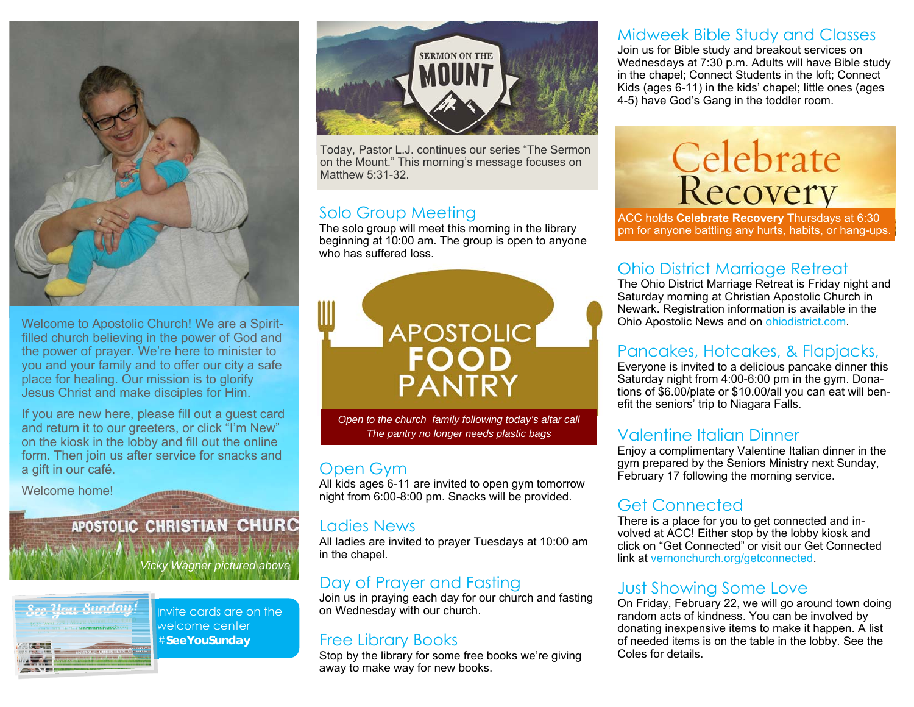Welcome to Apostolic Church! We are a Spirit-filled church believing in the power of God and the power of prayer. We're here to minister to you and your family and to offer our city a safe place for healing. Our mission is to glorify Jesus Christ and make disciples for Him.

If you are new here, please fill out a guest card and return it to our greeters, or click "I'm New" on the kiosk in the lobby and fill out the online form. Then join us after service for snacks and a gift in our café.

Welcome home!

APOSTOLIC CHRISTIAN CHURC

*Vicky Wagner pictured above*

Invite cards are on the welcome center #**SeeYouSunday**

SERMON ON THE MOUNT

Today, Pastor L.J. continues our series "The Sermon on the Mount." This morning's message focuses on Matthew 5:31-32.

## Solo Group Meeting

The solo group will meet this morning in the library beginning at 10:00 am. The group is open to anyone who has suffered loss.

APOSTOLIC FOOD PANTRY

*Open to the church family following today's altar call*
*The pantry no longer needs plastic bags*

## Open Gym

All kids ages 6-11 are invited to open gym tomorrow night from 6:00-8:00 pm. Snacks will be provided.

## Ladies News

All ladies are invited to prayer Tuesdays at 10:00 am in the chapel.

## Day of Prayer and Fasting

Join us in praying each day for our church and fasting on Wednesday with our church.

## Free Library Books

Stop by the library for some free books we're giving away to make way for new books.

## Midweek Bible Study and Classes

Join us for Bible study and breakout services on Wednesdays at 7:30 p.m. Adults will have Bible study in the chapel; Connect Students in the loft; Connect Kids (ages 6-11) in the kids' chapel; little ones (ages 4-5) have God's Gang in the toddler room.

Celebrate Recovery

ACC holds **Celebrate Recovery** Thursdays at 6:30 pm for anyone battling any hurts, habits, or hang-ups.

## Ohio District Marriage Retreat

The Ohio District Marriage Retreat is Friday night and Saturday morning at Christian Apostolic Church in Newark. Registration information is available in the Ohio Apostolic News and on ohiodistrict.com.

## Pancakes, Hotcakes, & Flapjacks,

Everyone is invited to a delicious pancake dinner this Saturday night from 4:00-6:00 pm in the gym. Donations of $6.00/plate or $10.00/all you can eat will benefit the seniors' trip to Niagara Falls.

## Valentine Italian Dinner

Enjoy a complimentary Valentine Italian dinner in the gym prepared by the Seniors Ministry next Sunday, February 17 following the morning service.

## Get Connected

There is a place for you to get connected and involved at ACC! Either stop by the lobby kiosk and click on "Get Connected" or visit our Get Connected link at vernonchurch.org/getconnected.

## Just Showing Some Love

On Friday, February 22, we will go around town doing random acts of kindness. You can be involved by donating inexpensive items to make it happen. A list of needed items is on the table in the lobby. See the Coles for details.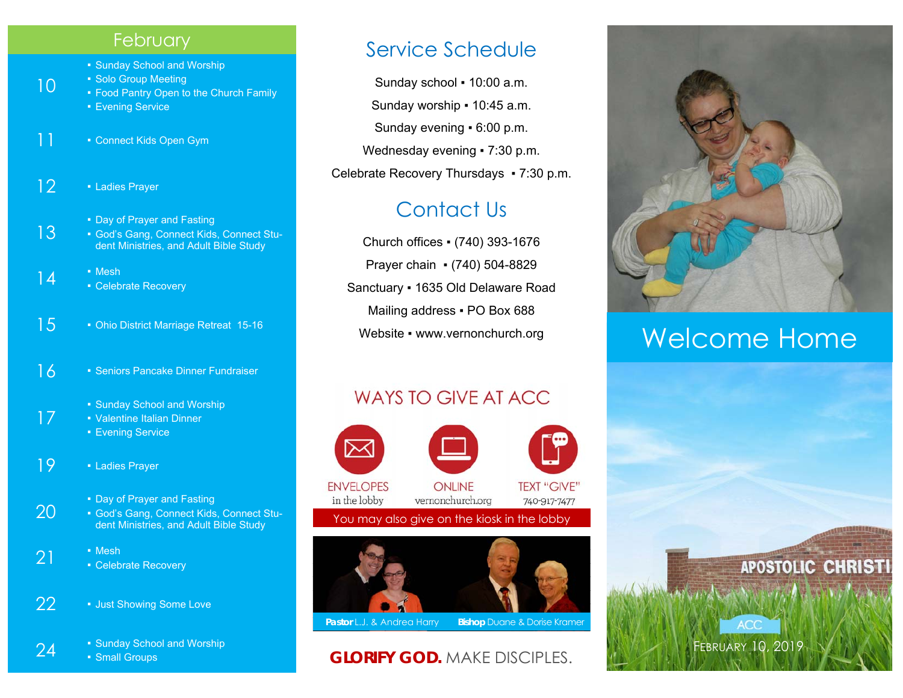## February

**10**
- Sunday School and Worship
- Solo Group Meeting
- Food Pantry Open to the Church Family
- Evening Service

**11**
- Connect Kids Open Gym

**12**
- Ladies Prayer

**13**
- Day of Prayer and Fasting
- God's Gang, Connect Kids, Connect Student Ministries, and Adult Bible Study

**14**
- Mesh
- Celebrate Recovery

**15**
- Ohio District Marriage Retreat 15-16

**16**
- Seniors Pancake Dinner Fundraiser

**17**
- Sunday School and Worship
- Valentine Italian Dinner
- Evening Service

**19**
- Ladies Prayer

**20**
- Day of Prayer and Fasting
- God's Gang, Connect Kids, Connect Student Ministries, and Adult Bible Study

**21**
- Mesh
- Celebrate Recovery

**22**
- Just Showing Some Love

**24**
- Sunday School and Worship
- Small Groups

## Service Schedule

Sunday school ▪ 10:00 a.m.

Sunday worship ▪ 10:45 a.m.

Sunday evening ▪ 6:00 p.m.

Wednesday evening ▪ 7:30 p.m.

Celebrate Recovery Thursdays ▪ 7:30 p.m.

## Contact Us

Church offices ▪ (740) 393-1676

Prayer chain ▪ (740) 504-8829

Sanctuary ▪ 1635 Old Delaware Road

Mailing address ▪ PO Box 688

Website ▪ www.vernonchurch.org

## WAYS TO GIVE AT ACC

ENVELOPES in the lobby

ONLINE vernonchurch.org

TEXT "GIVE" 740-917-7477

You may also give on the kiosk in the lobby

**Pastor** L.J. & Andrea Harry  **Bishop** Duane & Dorise Kramer

**GLORIFY GOD.** MAKE DISCIPLES.

# Welcome Home

APOSTOLIC CHRISTI

ACC

February 10, 2019